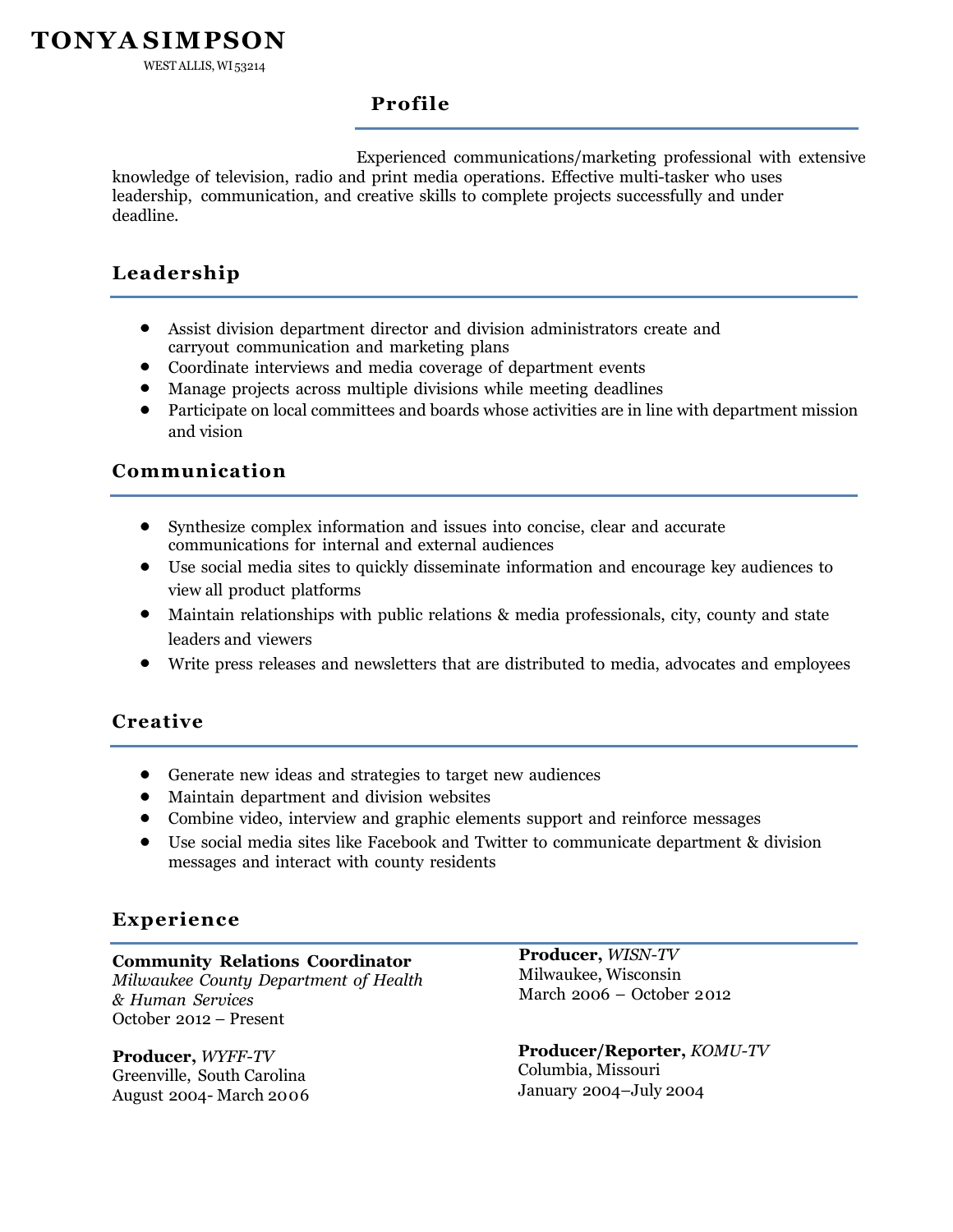# TONYA SIMPSON

WEST ALLIS, WI 53214

## Profile

Experienced communications/marketing professional with extensive knowledge of television, radio and print media operations. Effective multi-tasker who uses leadership, communication, and creative skills to complete projects successfully and under deadline.

## Leadership

- Assist division department director and division administrators create and carryout communication and marketing plans
- Coordinate interviews and media coverage of department events
- Manage projects across multiple divisions while meeting deadlines
- Participate on local committees and boards whose activities are in line with department mission and vision

## Communication

- Synthesize complex information and issues into concise, clear and accurate communications for internal and external audiences
- Use social media sites to quickly disseminate information and encourage key audiences to view all product platforms
- Maintain relationships with public relations & media professionals, city, county and state leaders and viewers
- Write press releases and newsletters that are distributed to media, advocates and employees

## Creative

- Generate new ideas and strategies to target new audiences
- Maintain department and division websites
- Combine video, interview and graphic elements support and reinforce messages
- Use social media sites like Facebook and Twitter to communicate department & division messages and interact with county residents

## Experience

**Community Relations Coordinator**
*Milwaukee County Department of Health & Human Services*
October 2012 – Present

**Producer,** *WISN-TV*
Milwaukee, Wisconsin
March 2006 – October 2012

**Producer,** *WYFF-TV*
Greenville, South Carolina
August 2004- March 2006

**Producer/Reporter,** *KOMU-TV*
Columbia, Missouri
January 2004–July 2004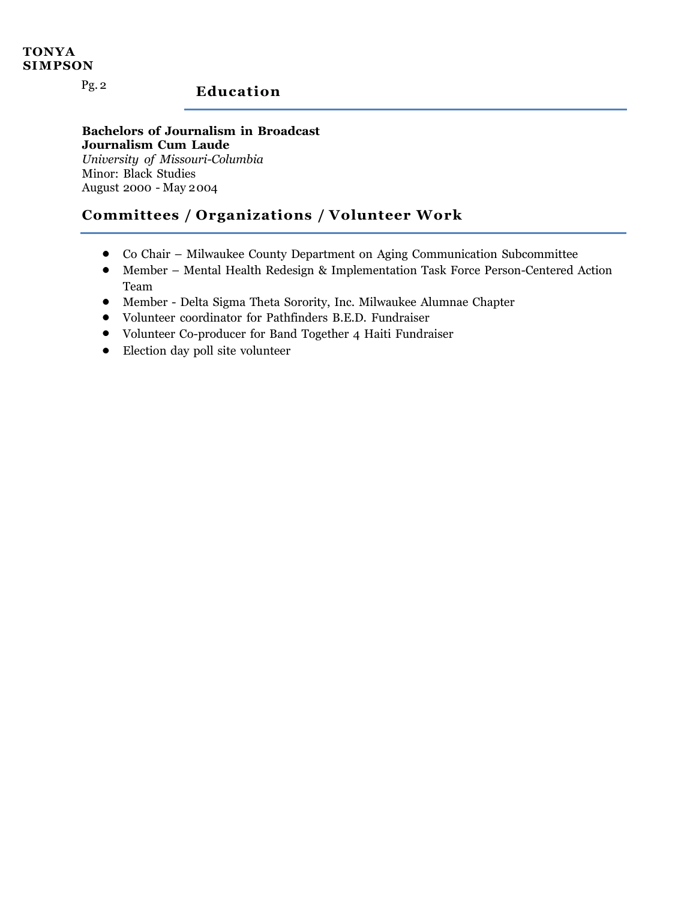## Education

**Bachelors of Journalism in Broadcast Journalism Cum Laude**
*University of Missouri-Columbia*
Minor: Black Studies
August 2000 - May 2004

## Committees / Organizations / Volunteer Work

- Co Chair – Milwaukee County Department on Aging Communication Subcommittee
- Member – Mental Health Redesign & Implementation Task Force Person-Centered Action Team
- Member - Delta Sigma Theta Sorority, Inc. Milwaukee Alumnae Chapter
- Volunteer coordinator for Pathfinders B.E.D. Fundraiser
- Volunteer Co-producer for Band Together 4 Haiti Fundraiser
- Election day poll site volunteer